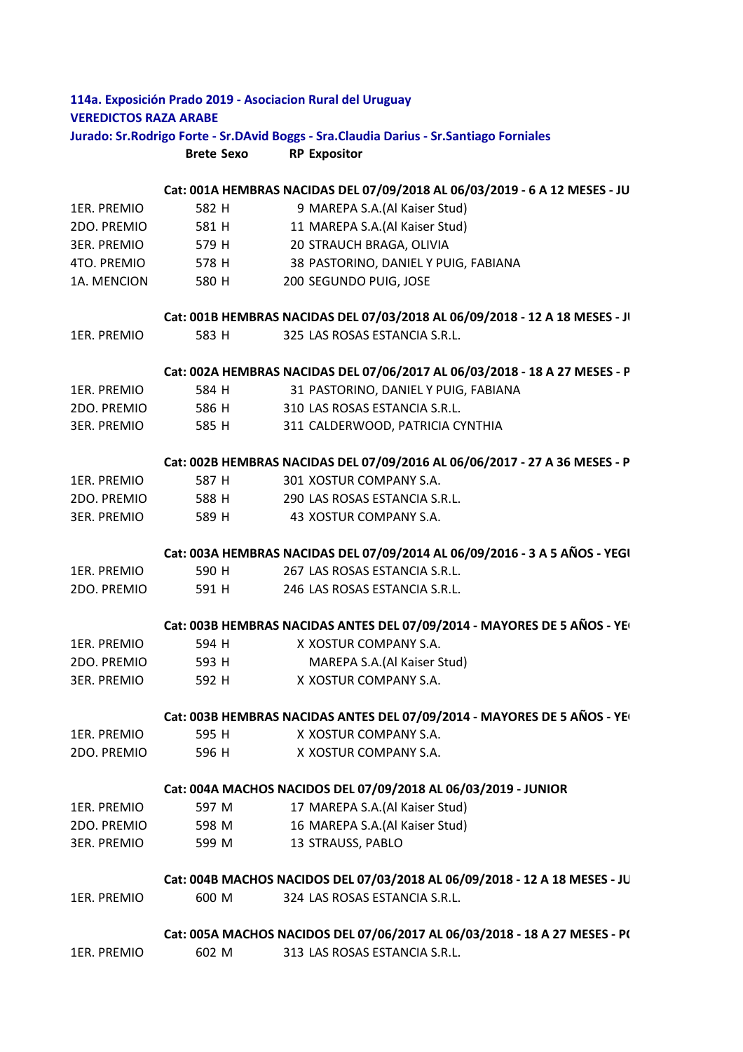**114a. Exposición Prado 2019 - Asociacion Rural del Uruguay**

**VEREDICTOS RAZA ARABE**

**Jurado: Sr.Rodrigo Forte - Sr.DAvid Boggs - Sra.Claudia Darius - Sr.Santiago Forniales**

| | Brete | Sexo | RP | Expositor |
|---|---|---|---|---|
| | **Cat: 001A HEMBRAS NACIDAS DEL 07/09/2018 AL 06/03/2019 - 6 A 12 MESES - JU** | | | |
| 1ER. PREMIO | 582 | H | 9 | MAREPA S.A.(Al Kaiser Stud) |
| 2DO. PREMIO | 581 | H | 11 | MAREPA S.A.(Al Kaiser Stud) |
| 3ER. PREMIO | 579 | H | 20 | STRAUCH BRAGA, OLIVIA |
| 4TO. PREMIO | 578 | H | 38 | PASTORINO, DANIEL Y PUIG, FABIANA |
| 1A. MENCION | 580 | H | 200 | SEGUNDO PUIG, JOSE |
| | **Cat: 001B HEMBRAS NACIDAS DEL 07/03/2018 AL 06/09/2018 - 12 A 18 MESES - JI** | | | |
| 1ER. PREMIO | 583 | H | 325 | LAS ROSAS ESTANCIA S.R.L. |
| | **Cat: 002A HEMBRAS NACIDAS DEL 07/06/2017 AL 06/03/2018 - 18 A 27 MESES - P** | | | |
| 1ER. PREMIO | 584 | H | 31 | PASTORINO, DANIEL Y PUIG, FABIANA |
| 2DO. PREMIO | 586 | H | 310 | LAS ROSAS ESTANCIA S.R.L. |
| 3ER. PREMIO | 585 | H | 311 | CALDERWOOD, PATRICIA CYNTHIA |
| | **Cat: 002B HEMBRAS NACIDAS DEL 07/09/2016 AL 06/06/2017 - 27 A 36 MESES - P** | | | |
| 1ER. PREMIO | 587 | H | 301 | XOSTUR COMPANY S.A. |
| 2DO. PREMIO | 588 | H | 290 | LAS ROSAS ESTANCIA S.R.L. |
| 3ER. PREMIO | 589 | H | 43 | XOSTUR COMPANY S.A. |
| | **Cat: 003A HEMBRAS NACIDAS DEL 07/09/2014 AL 06/09/2016 - 3 A 5 AÑOS - YEGU** | | | |
| 1ER. PREMIO | 590 | H | 267 | LAS ROSAS ESTANCIA S.R.L. |
| 2DO. PREMIO | 591 | H | 246 | LAS ROSAS ESTANCIA S.R.L. |
| | **Cat: 003B HEMBRAS NACIDAS ANTES DEL 07/09/2014 - MAYORES DE 5 AÑOS - YE** | | | |
| 1ER. PREMIO | 594 | H | X | XOSTUR COMPANY S.A. |
| 2DO. PREMIO | 593 | H | | MAREPA S.A.(Al Kaiser Stud) |
| 3ER. PREMIO | 592 | H | X | XOSTUR COMPANY S.A. |
| | **Cat: 003B HEMBRAS NACIDAS ANTES DEL 07/09/2014 - MAYORES DE 5 AÑOS - YE** | | | |
| 1ER. PREMIO | 595 | H | X | XOSTUR COMPANY S.A. |
| 2DO. PREMIO | 596 | H | X | XOSTUR COMPANY S.A. |
| | **Cat: 004A MACHOS NACIDOS DEL 07/09/2018 AL 06/03/2019 - JUNIOR** | | | |
| 1ER. PREMIO | 597 | M | 17 | MAREPA S.A.(Al Kaiser Stud) |
| 2DO. PREMIO | 598 | M | 16 | MAREPA S.A.(Al Kaiser Stud) |
| 3ER. PREMIO | 599 | M | 13 | STRAUSS, PABLO |
| | **Cat: 004B MACHOS NACIDOS DEL 07/03/2018 AL 06/09/2018 - 12 A 18 MESES - JU** | | | |
| 1ER. PREMIO | 600 | M | 324 | LAS ROSAS ESTANCIA S.R.L. |
| | **Cat: 005A MACHOS NACIDOS DEL 07/06/2017 AL 06/03/2018 - 18 A 27 MESES - PO** | | | |
| 1ER. PREMIO | 602 | M | 313 | LAS ROSAS ESTANCIA S.R.L. |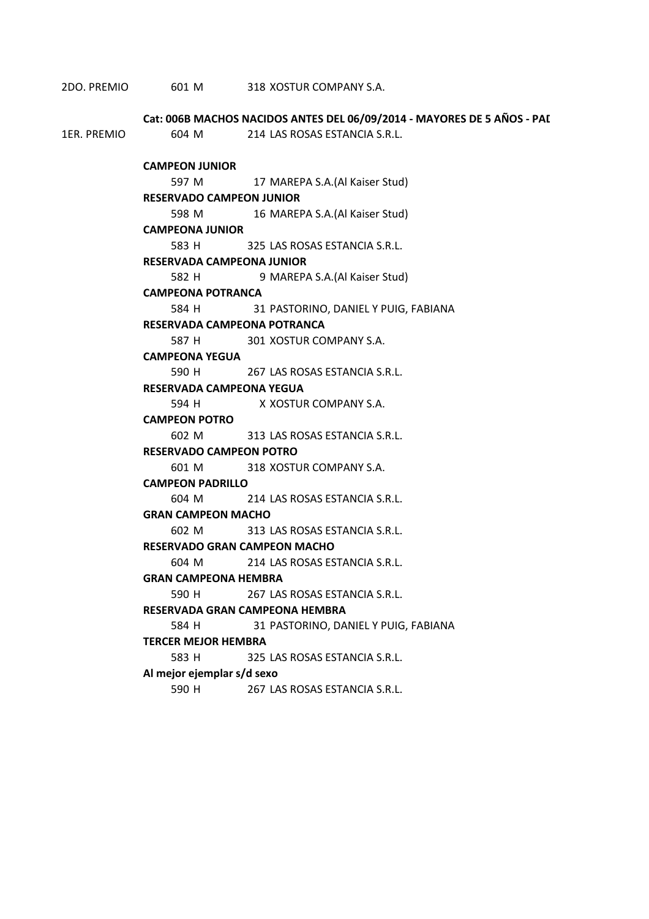| | | |
|---|---|---|
| 2DO. PREMIO | 601 M | 318 XOSTUR COMPANY S.A. |

**Cat: 006B MACHOS NACIDOS ANTES DEL 06/09/2014 - MAYORES DE 5 AÑOS - PAD**

| | | |
|---|---|---|
| 1ER. PREMIO | 604 M | 214 LAS ROSAS ESTANCIA S.R.L. |

**CAMPEON JUNIOR**

597 M 17 MAREPA S.A.(Al Kaiser Stud)

**RESERVADO CAMPEON JUNIOR**

598 M 16 MAREPA S.A.(Al Kaiser Stud)

**CAMPEONA JUNIOR**

583 H 325 LAS ROSAS ESTANCIA S.R.L.

**RESERVADA CAMPEONA JUNIOR**

582 H 9 MAREPA S.A.(Al Kaiser Stud)

**CAMPEONA POTRANCA**

584 H 31 PASTORINO, DANIEL Y PUIG, FABIANA

**RESERVADA CAMPEONA POTRANCA**

587 H 301 XOSTUR COMPANY S.A.

**CAMPEONA YEGUA**

590 H 267 LAS ROSAS ESTANCIA S.R.L.

**RESERVADA CAMPEONA YEGUA**

594 H X XOSTUR COMPANY S.A.

**CAMPEON POTRO**

602 M 313 LAS ROSAS ESTANCIA S.R.L.

**RESERVADO CAMPEON POTRO**

601 M 318 XOSTUR COMPANY S.A.

**CAMPEON PADRILLO**

604 M 214 LAS ROSAS ESTANCIA S.R.L.

**GRAN CAMPEON MACHO**

602 M 313 LAS ROSAS ESTANCIA S.R.L.

**RESERVADO GRAN CAMPEON MACHO**

604 M 214 LAS ROSAS ESTANCIA S.R.L.

**GRAN CAMPEONA HEMBRA**

590 H 267 LAS ROSAS ESTANCIA S.R.L.

**RESERVADA GRAN CAMPEONA HEMBRA**

584 H 31 PASTORINO, DANIEL Y PUIG, FABIANA

**TERCER MEJOR HEMBRA**

583 H 325 LAS ROSAS ESTANCIA S.R.L.

**Al mejor ejemplar s/d sexo**

590 H 267 LAS ROSAS ESTANCIA S.R.L.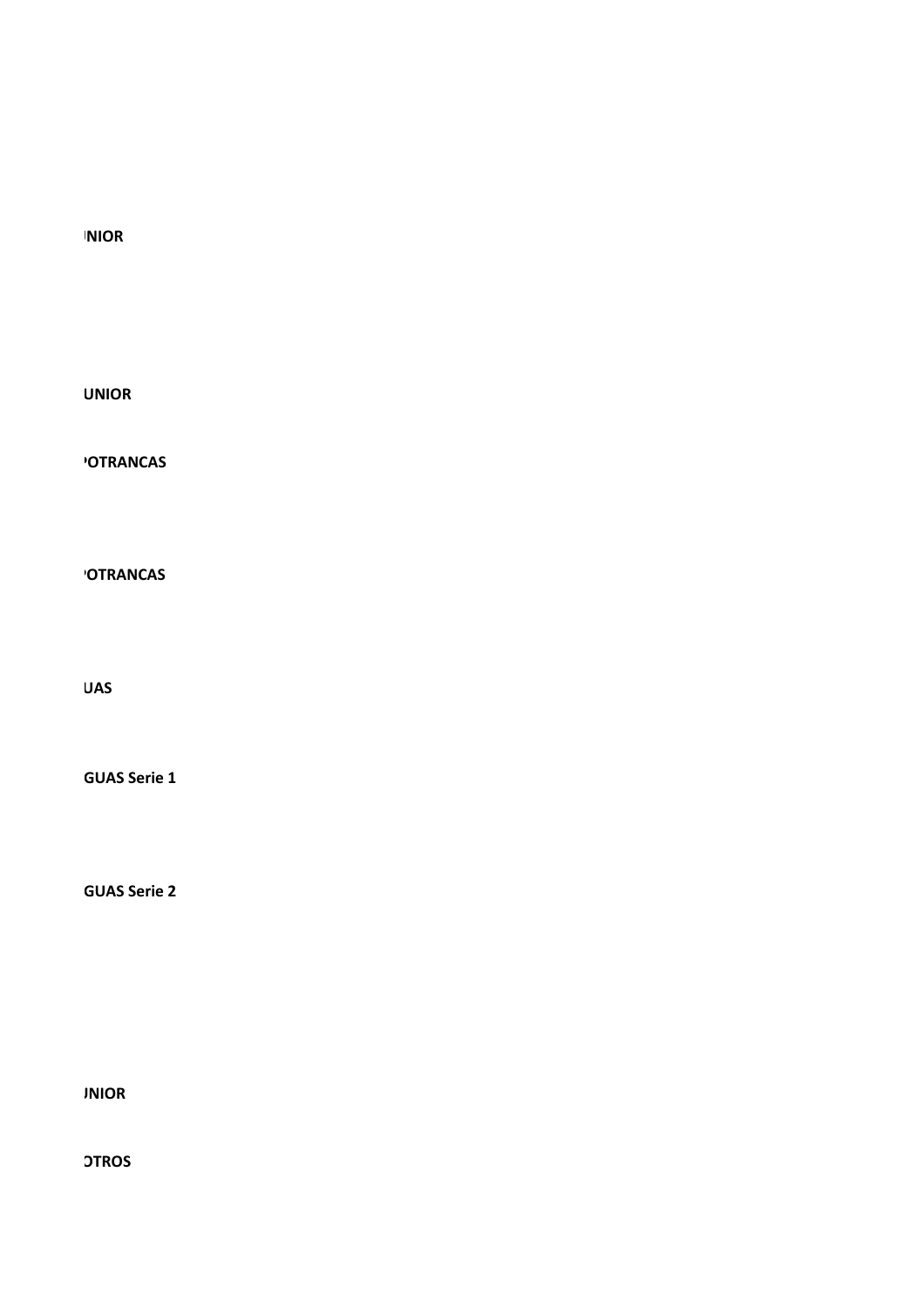**INIOR**

**UNIOR**

**POTRANCAS**

**POTRANCAS**

**UAS**

**GUAS Serie 1**

**GUAS Serie 2**

**JNIOR**

**OTROS**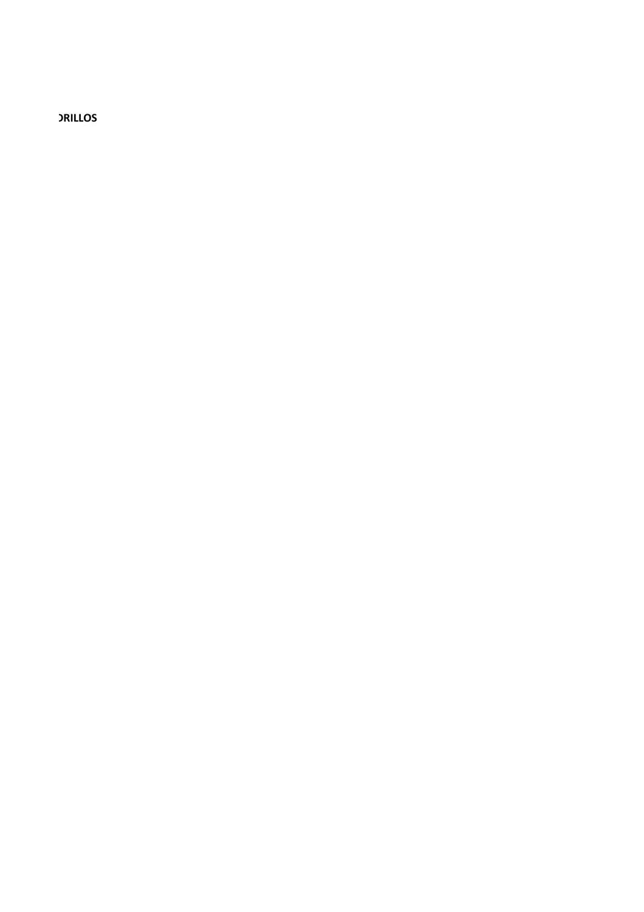**ƆRILLOS**